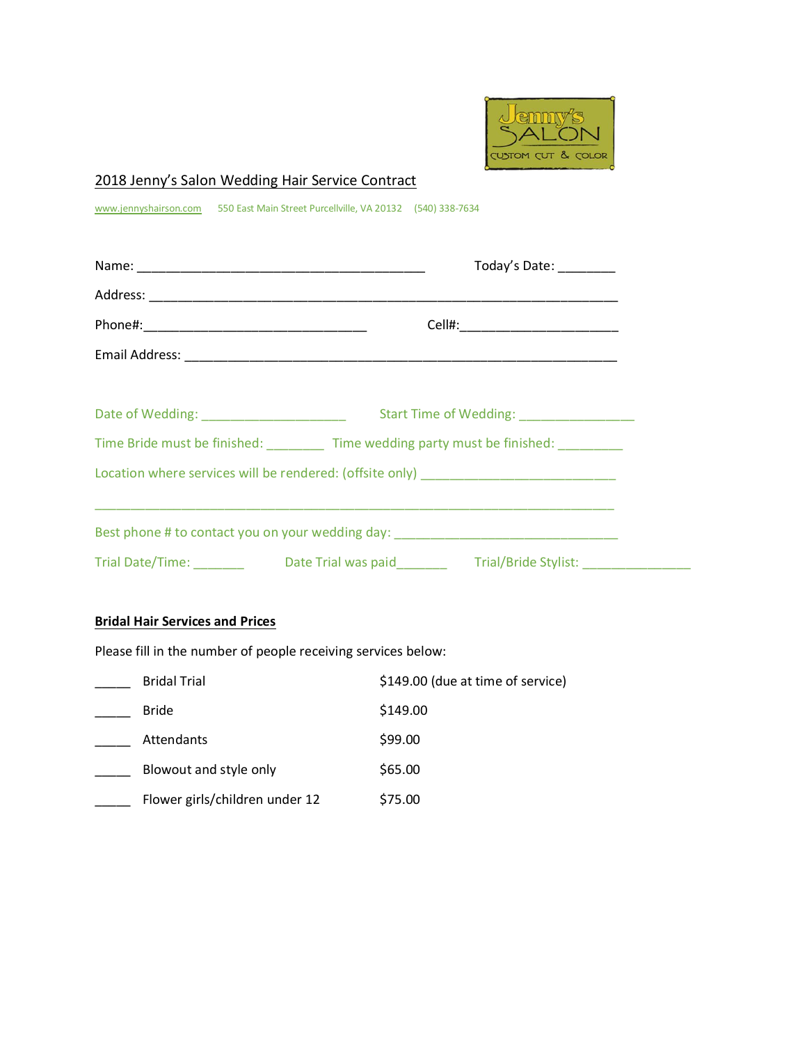Jenny's SALON
CUSTOM CUT & COLOR

## 2018 Jenny's Salon Wedding Hair Service Contract

www.jennyshairson.com 550 East Main Street Purcellville, VA 20132 (540) 338-7634

Name: ________________________________________ Today's Date: ________

Address: _________________________________________________________________

Phone#:_______________________________ Cell#:______________________

Email Address: ____________________________________________________________

Date of Wedding: ____________________ Start Time of Wedding: ________________

Time Bride must be finished: ________ Time wedding party must be finished: _________

Location where services will be rendered: (offsite only) ___________________________

_________________________________________________________________________

Best phone # to contact you on your wedding day: _______________________________

Trial Date/Time: _______ Date Trial was paid_______ Trial/Bride Stylist: _______________

**Bridal Hair Services and Prices**

Please fill in the number of people receiving services below:

| | | |
|---|---|---|
| _____ | Bridal Trial | $149.00 (due at time of service) |
| _____ | Bride | $149.00 |
| _____ | Attendants | $99.00 |
| _____ | Blowout and style only | $65.00 |
| _____ | Flower girls/children under 12 | $75.00 |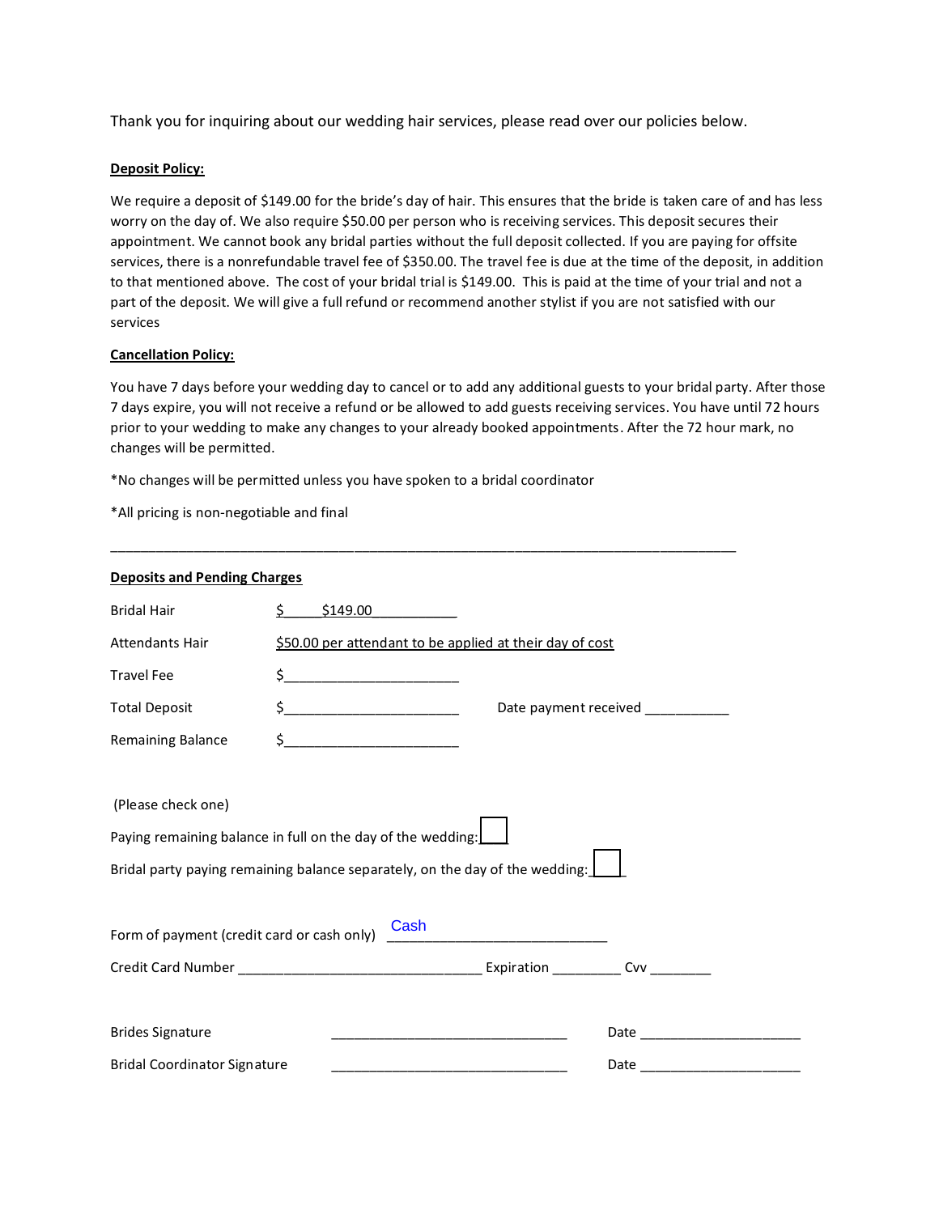Thank you for inquiring about our wedding hair services, please read over our policies below.

**Deposit Policy:**

We require a deposit of $149.00 for the bride's day of hair. This ensures that the bride is taken care of and has less worry on the day of. We also require $50.00 per person who is receiving services. This deposit secures their appointment. We cannot book any bridal parties without the full deposit collected. If you are paying for offsite services, there is a nonrefundable travel fee of $350.00. The travel fee is due at the time of the deposit, in addition to that mentioned above. The cost of your bridal trial is $149.00. This is paid at the time of your trial and not a part of the deposit. We will give a full refund or recommend another stylist if you are not satisfied with our services

**Cancellation Policy:**

You have 7 days before your wedding day to cancel or to add any additional guests to your bridal party. After those 7 days expire, you will not receive a refund or be allowed to add guests receiving services. You have until 72 hours prior to your wedding to make any changes to your already booked appointments. After the 72 hour mark, no changes will be permitted.

*No changes will be permitted unless you have spoken to a bridal coordinator

*All pricing is non-negotiable and final

---

**Deposits and Pending Charges**

Bridal Hair $ $149.00

Attendants Hair $50.00 per attendant to be applied at their day of cost

Travel Fee $______________________

Total Deposit $______________________ Date payment received ___________

Remaining Balance $______________________

(Please check one)

Paying remaining balance in full on the day of the wedding: ☐

Bridal party paying remaining balance separately, on the day of the wedding: ☐

Form of payment (credit card or cash only) Cash

Credit Card Number ________________________________ Expiration _________ Cvv ________

Brides Signature _______________________________ Date ____________________

Bridal Coordinator Signature _______________________________ Date ____________________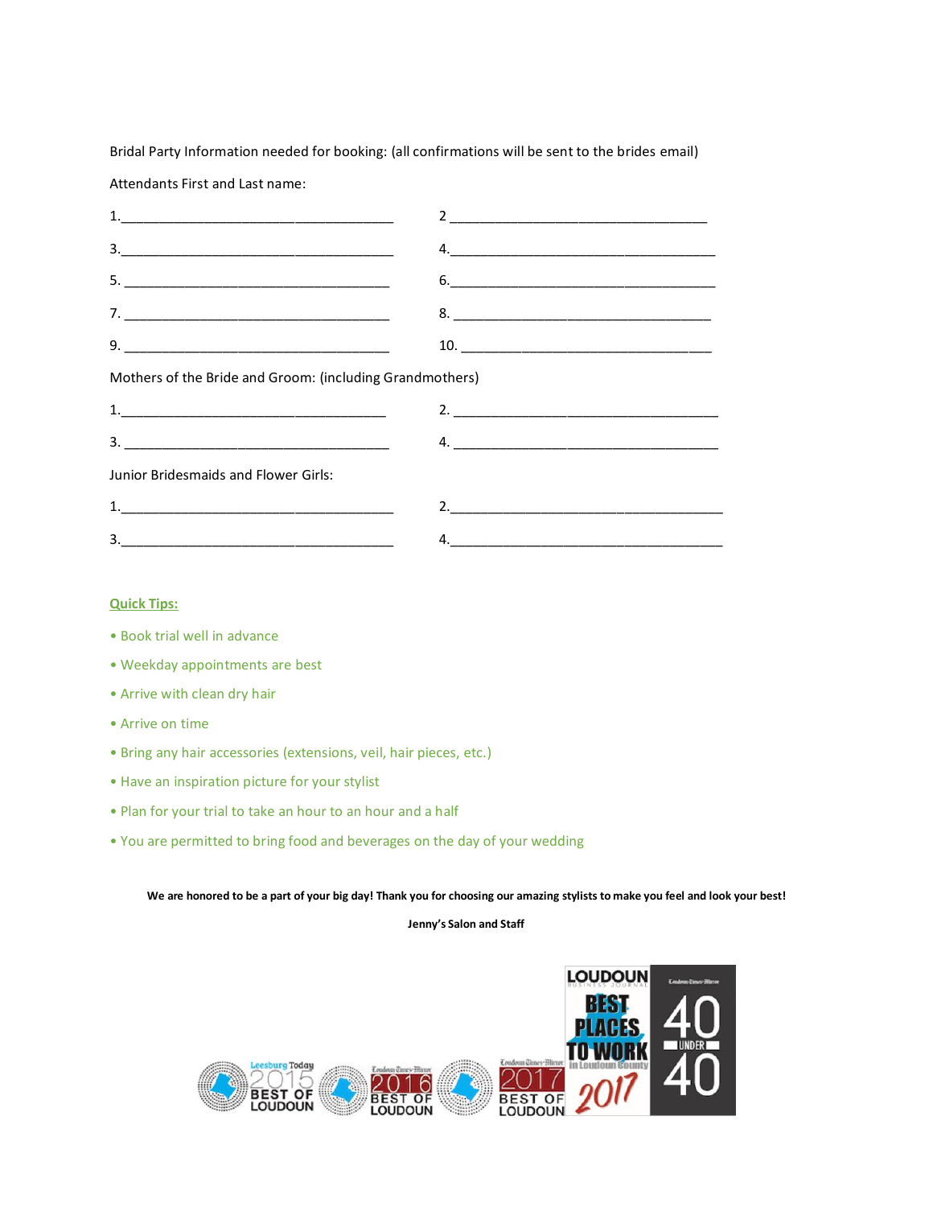Bridal Party Information needed for booking: (all confirmations will be sent to the brides email)

Attendants First and Last name:

1.___________________________________ 2 ___________________________________

3.___________________________________ 4.___________________________________

5. ___________________________________ 6.___________________________________

7. ___________________________________ 8. ___________________________________

9. ___________________________________ 10. ___________________________________

Mothers of the Bride and Groom: (including Grandmothers)

1.___________________________________ 2. ___________________________________

3. ___________________________________ 4. ___________________________________

Junior Bridesmaids and Flower Girls:

1.___________________________________ 2.___________________________________

3.___________________________________ 4.___________________________________

**Quick Tips:**

- Book trial well in advance
- Weekday appointments are best
- Arrive with clean dry hair
- Arrive on time
- Bring any hair accessories (extensions, veil, hair pieces, etc.)
- Have an inspiration picture for your stylist
- Plan for your trial to take an hour to an hour and a half
- You are permitted to bring food and beverages on the day of your wedding

**We are honored to be a part of your big day! Thank you for choosing our amazing stylists to make you feel and look your best!**

**Jenny's Salon and Staff**

Leesburg Today 2015 BEST OF LOUDOUN

Loudoun Times-Mirror 2016 BEST OF LOUDOUN

Loudoun Times-Mirror 2017 BEST OF LOUDOUN

LOUDOUN BUSINESS JOURNAL BEST PLACES TO WORK in Loudoun County 2017

Loudoun Times-Mirror 40 UNDER 40